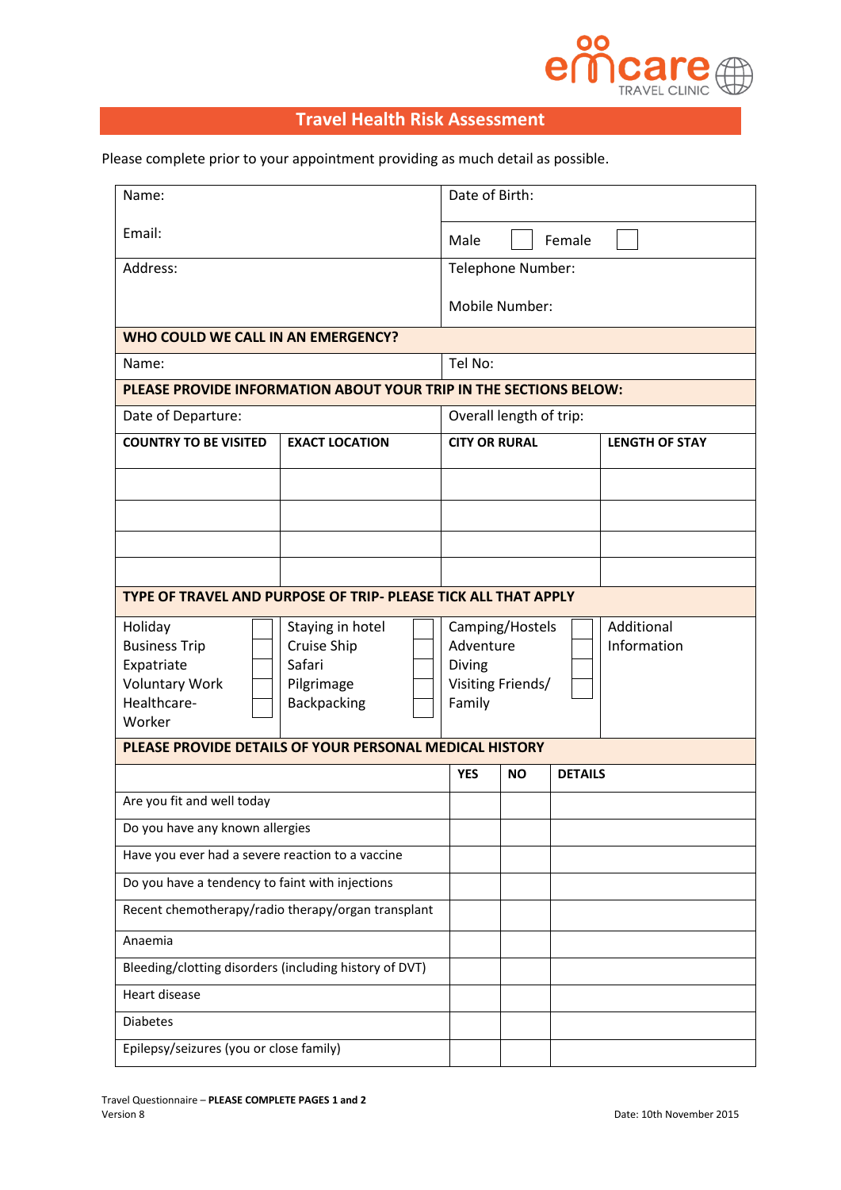# Travel Health Risk Assessment

Please complete prior to your appointment providing as much detail as possible.

| | |
|---|---|
| Name: | Date of Birth: |
| Email: | Male ☐ Female ☐ |
| Address: | Telephone Number:<br>Mobile Number: |

**WHO COULD WE CALL IN AN EMERGENCY?**

| | |
|---|---|
| Name: | Tel No: |

**PLEASE PROVIDE INFORMATION ABOUT YOUR TRIP IN THE SECTIONS BELOW:**

| | |
|---|---|
| Date of Departure: | Overall length of trip: |

| COUNTRY TO BE VISITED | EXACT LOCATION | CITY OR RURAL | LENGTH OF STAY |
|---|---|---|---|
| | | | |
| | | | |
| | | | |
| | | | |

**TYPE OF TRAVEL AND PURPOSE OF TRIP- PLEASE TICK ALL THAT APPLY**

| | | | |
|---|---|---|---|
| Holiday ☐ | Staying in hotel ☐ | Camping/Hostels ☐ | Additional Information |
| Business Trip ☐ | Cruise Ship ☐ | Adventure ☐ | |
| Expatriate ☐ | Safari ☐ | Diving ☐ | |
| Voluntary Work ☐ | Pilgrimage ☐ | Visiting Friends/ Family ☐ | |
| Healthcare-Worker ☐ | Backpacking ☐ | | |

**PLEASE PROVIDE DETAILS OF YOUR PERSONAL MEDICAL HISTORY**

| | YES | NO | DETAILS |
|---|---|---|---|
| Are you fit and well today | | | |
| Do you have any known allergies | | | |
| Have you ever had a severe reaction to a vaccine | | | |
| Do you have a tendency to faint with injections | | | |
| Recent chemotherapy/radio therapy/organ transplant | | | |
| Anaemia | | | |
| Bleeding/clotting disorders (including history of DVT) | | | |
| Heart disease | | | |
| Diabetes | | | |
| Epilepsy/seizures (you or close family) | | | |

Travel Questionnaire – **PLEASE COMPLETE PAGES 1 and 2**
Version 8

Date: 10th November 2015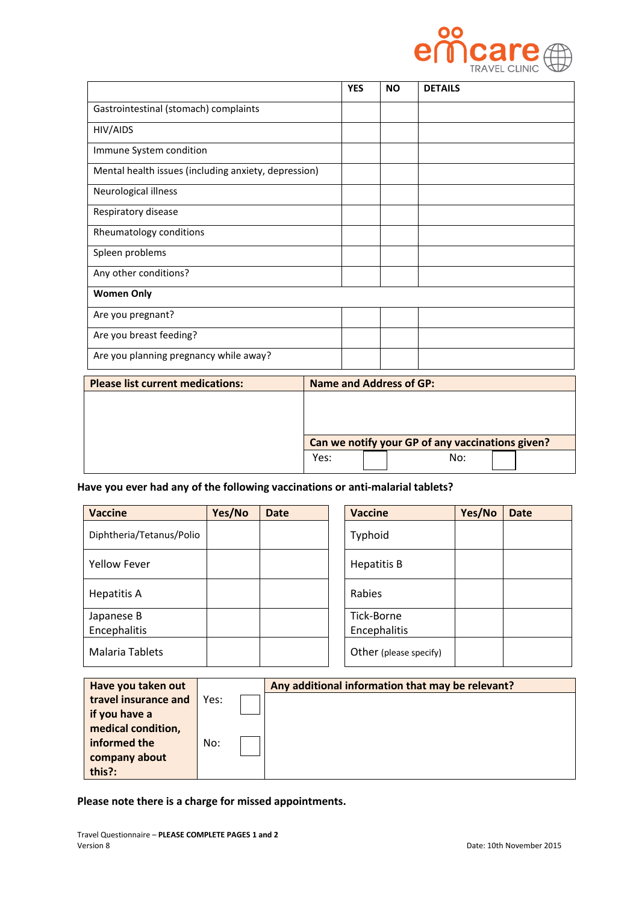| | YES | NO | DETAILS |
|---|---|---|---|
| Gastrointestinal (stomach) complaints | | | |
| HIV/AIDS | | | |
| Immune System condition | | | |
| Mental health issues (including anxiety, depression) | | | |
| Neurological illness | | | |
| Respiratory disease | | | |
| Rheumatology conditions | | | |
| Spleen problems | | | |
| Any other conditions? | | | |
| **Women Only** | | | |
| Are you pregnant? | | | |
| Are you breast feeding? | | | |
| Are you planning pregnancy while away? | | | |

| Please list current medications: | Name and Address of GP: |
|---|---|
| | |
| | **Can we notify your GP of any vaccinations given?** |
| | Yes: ☐ No: ☐ |

**Have you ever had any of the following vaccinations or anti-malarial tablets?**

| Vaccine | Yes/No | Date |
|---|---|---|
| Diphtheria/Tetanus/Polio | | |
| Yellow Fever | | |
| Hepatitis A | | |
| Japanese B Encephalitis | | |
| Malaria Tablets | | |

| Vaccine | Yes/No | Date |
|---|---|---|
| Typhoid | | |
| Hepatitis B | | |
| Rabies | | |
| Tick-Borne Encephalitis | | |
| Other (please specify) | | |

| Have you taken out travel insurance and if you have a medical condition, informed the company about this?: | | Any additional information that may be relevant? |
|---|---|---|
| | Yes: ☐ | |
| | No: ☐ | |

**Please note there is a charge for missed appointments.**

Travel Questionnaire – **PLEASE COMPLETE PAGES 1 and 2**
Version 8

Date: 10th November 2015